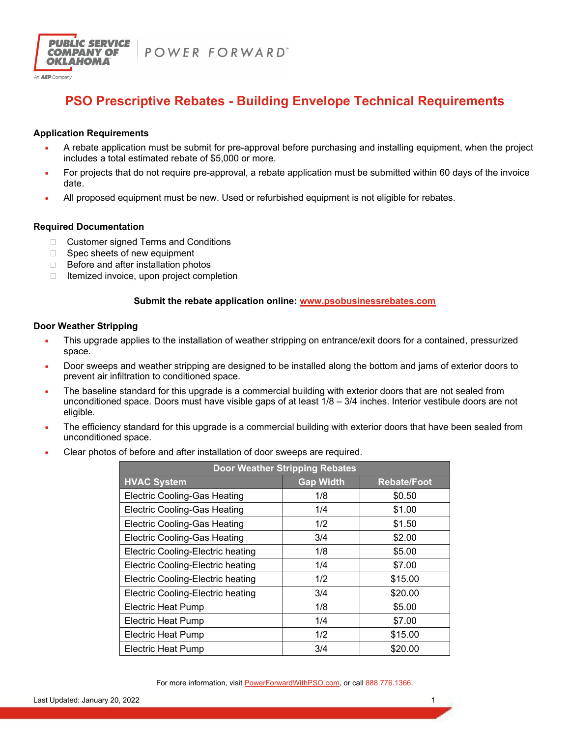# PSO Prescriptive Rebates - Building Envelope Technical Requirements

### Application Requirements

- A rebate application must be submit for pre-approval before purchasing and installing equipment, when the project includes a total estimated rebate of $5,000 or more.
- For projects that do not require pre-approval, a rebate application must be submitted within 60 days of the invoice date.
- All proposed equipment must be new. Used or refurbished equipment is not eligible for rebates.

### Required Documentation

- Customer signed Terms and Conditions
- Spec sheets of new equipment
- Before and after installation photos
- Itemized invoice, upon project completion

**Submit the rebate application online: www.psobusinessrebates.com**

### Door Weather Stripping

- This upgrade applies to the installation of weather stripping on entrance/exit doors for a contained, pressurized space.
- Door sweeps and weather stripping are designed to be installed along the bottom and jams of exterior doors to prevent air infiltration to conditioned space.
- The baseline standard for this upgrade is a commercial building with exterior doors that are not sealed from unconditioned space. Doors must have visible gaps of at least 1/8 – 3/4 inches. Interior vestibule doors are not eligible.
- The efficiency standard for this upgrade is a commercial building with exterior doors that have been sealed from unconditioned space.
- Clear photos of before and after installation of door sweeps are required.

| Door Weather Stripping Rebates | | |
|---|---|---|
| **HVAC System** | **Gap Width** | **Rebate/Foot** |
| Electric Cooling-Gas Heating | 1/8 | $0.50 |
| Electric Cooling-Gas Heating | 1/4 | $1.00 |
| Electric Cooling-Gas Heating | 1/2 | $1.50 |
| Electric Cooling-Gas Heating | 3/4 | $2.00 |
| Electric Cooling-Electric heating | 1/8 | $5.00 |
| Electric Cooling-Electric heating | 1/4 | $7.00 |
| Electric Cooling-Electric heating | 1/2 | $15.00 |
| Electric Cooling-Electric heating | 3/4 | $20.00 |
| Electric Heat Pump | 1/8 | $5.00 |
| Electric Heat Pump | 1/4 | $7.00 |
| Electric Heat Pump | 1/2 | $15.00 |
| Electric Heat Pump | 3/4 | $20.00 |

For more information, visit PowerForwardWithPSO.com, or call 888.776.1366.

Last Updated: January 20, 2022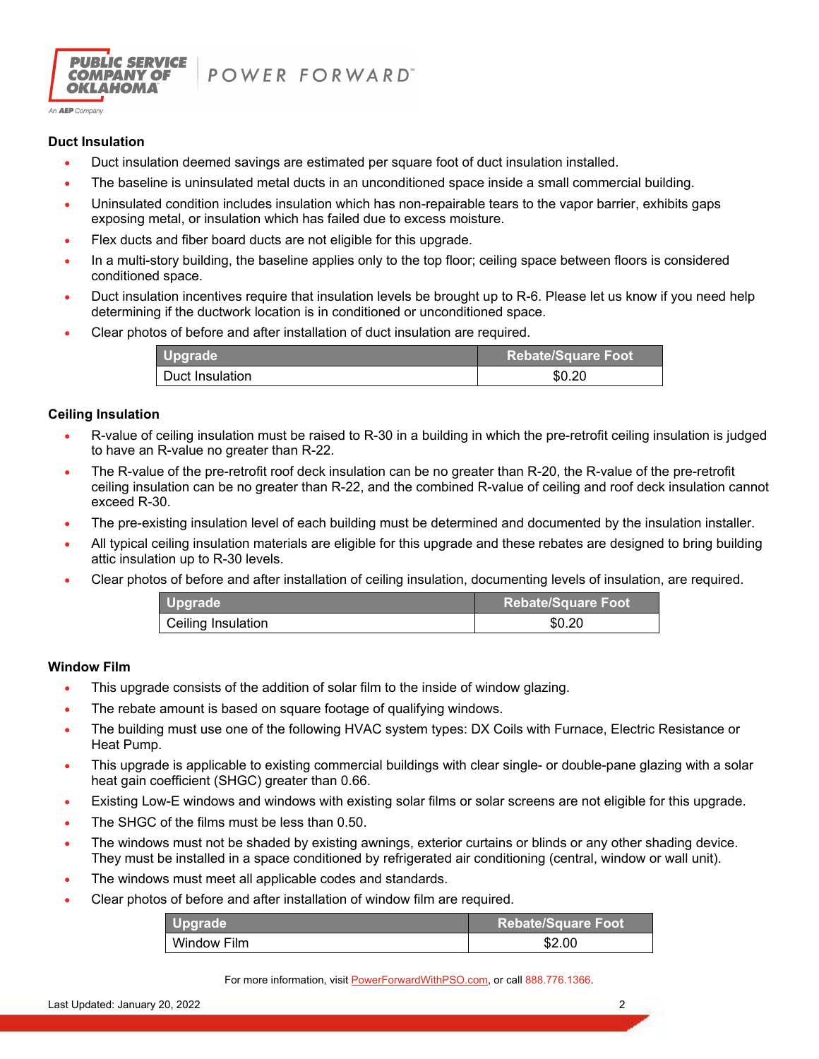## Duct Insulation

- Duct insulation deemed savings are estimated per square foot of duct insulation installed.
- The baseline is uninsulated metal ducts in an unconditioned space inside a small commercial building.
- Uninsulated condition includes insulation which has non-repairable tears to the vapor barrier, exhibits gaps exposing metal, or insulation which has failed due to excess moisture.
- Flex ducts and fiber board ducts are not eligible for this upgrade.
- In a multi-story building, the baseline applies only to the top floor; ceiling space between floors is considered conditioned space.
- Duct insulation incentives require that insulation levels be brought up to R-6. Please let us know if you need help determining if the ductwork location is in conditioned or unconditioned space.
- Clear photos of before and after installation of duct insulation are required.

| Upgrade | Rebate/Square Foot |
|---|---|
| Duct Insulation | $0.20 |

## Ceiling Insulation

- R-value of ceiling insulation must be raised to R-30 in a building in which the pre-retrofit ceiling insulation is judged to have an R-value no greater than R-22.
- The R-value of the pre-retrofit roof deck insulation can be no greater than R-20, the R-value of the pre-retrofit ceiling insulation can be no greater than R-22, and the combined R-value of ceiling and roof deck insulation cannot exceed R-30.
- The pre-existing insulation level of each building must be determined and documented by the insulation installer.
- All typical ceiling insulation materials are eligible for this upgrade and these rebates are designed to bring building attic insulation up to R-30 levels.
- Clear photos of before and after installation of ceiling insulation, documenting levels of insulation, are required.

| Upgrade | Rebate/Square Foot |
|---|---|
| Ceiling Insulation | $0.20 |

## Window Film

- This upgrade consists of the addition of solar film to the inside of window glazing.
- The rebate amount is based on square footage of qualifying windows.
- The building must use one of the following HVAC system types: DX Coils with Furnace, Electric Resistance or Heat Pump.
- This upgrade is applicable to existing commercial buildings with clear single- or double-pane glazing with a solar heat gain coefficient (SHGC) greater than 0.66.
- Existing Low-E windows and windows with existing solar films or solar screens are not eligible for this upgrade.
- The SHGC of the films must be less than 0.50.
- The windows must not be shaded by existing awnings, exterior curtains or blinds or any other shading device. They must be installed in a space conditioned by refrigerated air conditioning (central, window or wall unit).
- The windows must meet all applicable codes and standards.
- Clear photos of before and after installation of window film are required.

| Upgrade | Rebate/Square Foot |
|---|---|
| Window Film | $2.00 |

For more information, visit PowerForwardWithPSO.com, or call 888.776.1366.

Last Updated: January 20, 2022